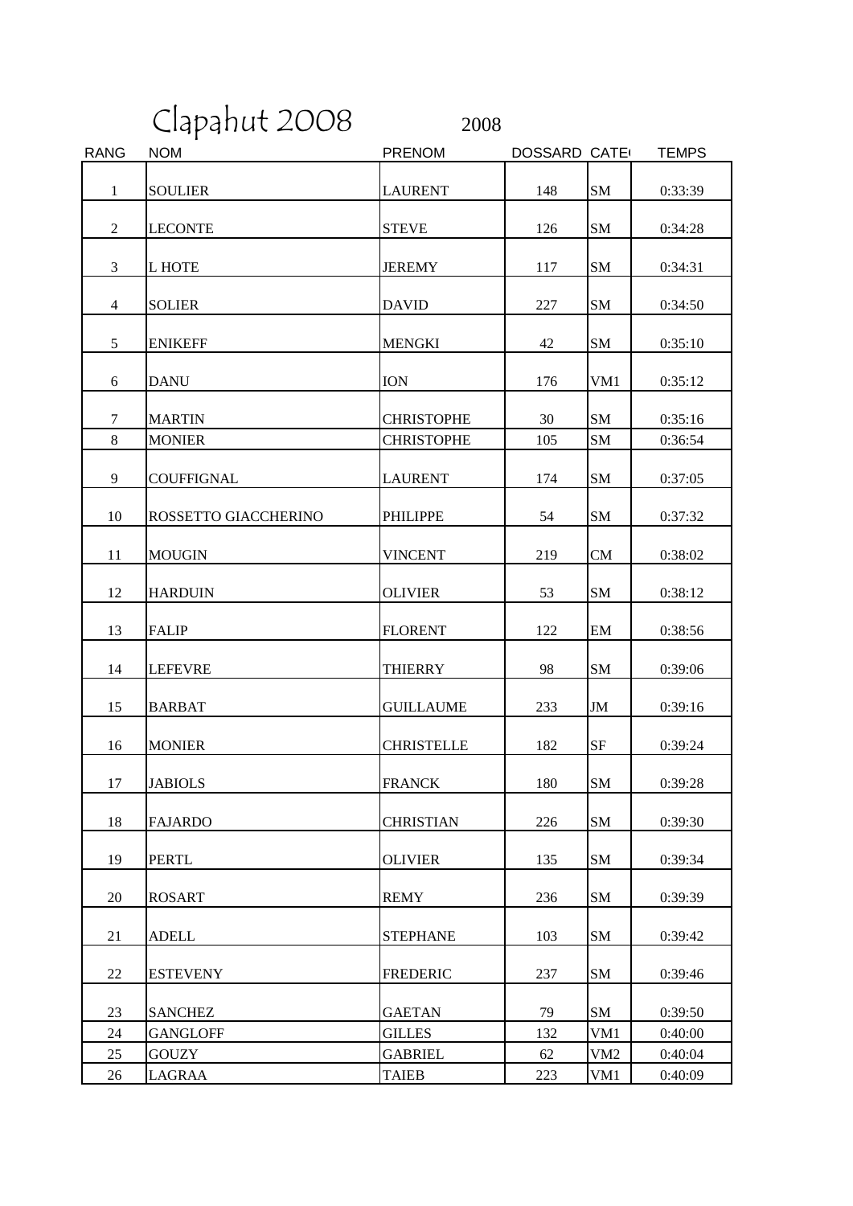# Clapahut 2008

2008

| RANG | NOM | PRENOM | DOSSARD | CATE | TEMPS |
|---|---|---|---|---|---|
| 1 | SOULIER | LAURENT | 148 | SM | 0:33:39 |
| 2 | LECONTE | STEVE | 126 | SM | 0:34:28 |
| 3 | L HOTE | JEREMY | 117 | SM | 0:34:31 |
| 4 | SOLIER | DAVID | 227 | SM | 0:34:50 |
| 5 | ENIKEFF | MENGKI | 42 | SM | 0:35:10 |
| 6 | DANU | ION | 176 | VM1 | 0:35:12 |
| 7 | MARTIN | CHRISTOPHE | 30 | SM | 0:35:16 |
| 8 | MONIER | CHRISTOPHE | 105 | SM | 0:36:54 |
| 9 | COUFFIGNAL | LAURENT | 174 | SM | 0:37:05 |
| 10 | ROSSETTO GIACCHERINO | PHILIPPE | 54 | SM | 0:37:32 |
| 11 | MOUGIN | VINCENT | 219 | CM | 0:38:02 |
| 12 | HARDUIN | OLIVIER | 53 | SM | 0:38:12 |
| 13 | FALIP | FLORENT | 122 | EM | 0:38:56 |
| 14 | LEFEVRE | THIERRY | 98 | SM | 0:39:06 |
| 15 | BARBAT | GUILLAUME | 233 | JM | 0:39:16 |
| 16 | MONIER | CHRISTELLE | 182 | SF | 0:39:24 |
| 17 | JABIOLS | FRANCK | 180 | SM | 0:39:28 |
| 18 | FAJARDO | CHRISTIAN | 226 | SM | 0:39:30 |
| 19 | PERTL | OLIVIER | 135 | SM | 0:39:34 |
| 20 | ROSART | REMY | 236 | SM | 0:39:39 |
| 21 | ADELL | STEPHANE | 103 | SM | 0:39:42 |
| 22 | ESTEVENY | FREDERIC | 237 | SM | 0:39:46 |
| 23 | SANCHEZ | GAETAN | 79 | SM | 0:39:50 |
| 24 | GANGLOFF | GILLES | 132 | VM1 | 0:40:00 |
| 25 | GOUZY | GABRIEL | 62 | VM2 | 0:40:04 |
| 26 | LAGRAA | TAIEB | 223 | VM1 | 0:40:09 |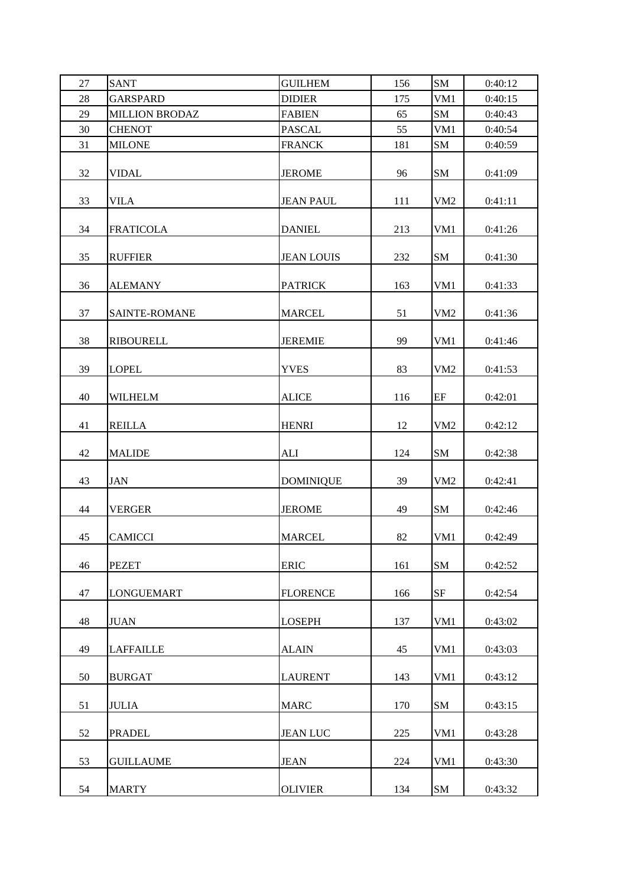| 27 | SANT | GUILHEM | 156 | SM | 0:40:12 |
|---|---|---|---|---|---|
| 28 | GARSPARD | DIDIER | 175 | VM1 | 0:40:15 |
| 29 | MILLION BRODAZ | FABIEN | 65 | SM | 0:40:43 |
| 30 | CHENOT | PASCAL | 55 | VM1 | 0:40:54 |
| 31 | MILONE | FRANCK | 181 | SM | 0:40:59 |
| 32 | VIDAL | JEROME | 96 | SM | 0:41:09 |
| 33 | VILA | JEAN PAUL | 111 | VM2 | 0:41:11 |
| 34 | FRATICOLA | DANIEL | 213 | VM1 | 0:41:26 |
| 35 | RUFFIER | JEAN LOUIS | 232 | SM | 0:41:30 |
| 36 | ALEMANY | PATRICK | 163 | VM1 | 0:41:33 |
| 37 | SAINTE-ROMANE | MARCEL | 51 | VM2 | 0:41:36 |
| 38 | RIBOURELL | JEREMIE | 99 | VM1 | 0:41:46 |
| 39 | LOPEL | YVES | 83 | VM2 | 0:41:53 |
| 40 | WILHELM | ALICE | 116 | EF | 0:42:01 |
| 41 | REILLA | HENRI | 12 | VM2 | 0:42:12 |
| 42 | MALIDE | ALI | 124 | SM | 0:42:38 |
| 43 | JAN | DOMINIQUE | 39 | VM2 | 0:42:41 |
| 44 | VERGER | JEROME | 49 | SM | 0:42:46 |
| 45 | CAMICCI | MARCEL | 82 | VM1 | 0:42:49 |
| 46 | PEZET | ERIC | 161 | SM | 0:42:52 |
| 47 | LONGUEMART | FLORENCE | 166 | SF | 0:42:54 |
| 48 | JUAN | LOSEPH | 137 | VM1 | 0:43:02 |
| 49 | LAFFAILLE | ALAIN | 45 | VM1 | 0:43:03 |
| 50 | BURGAT | LAURENT | 143 | VM1 | 0:43:12 |
| 51 | JULIA | MARC | 170 | SM | 0:43:15 |
| 52 | PRADEL | JEAN LUC | 225 | VM1 | 0:43:28 |
| 53 | GUILLAUME | JEAN | 224 | VM1 | 0:43:30 |
| 54 | MARTY | OLIVIER | 134 | SM | 0:43:32 |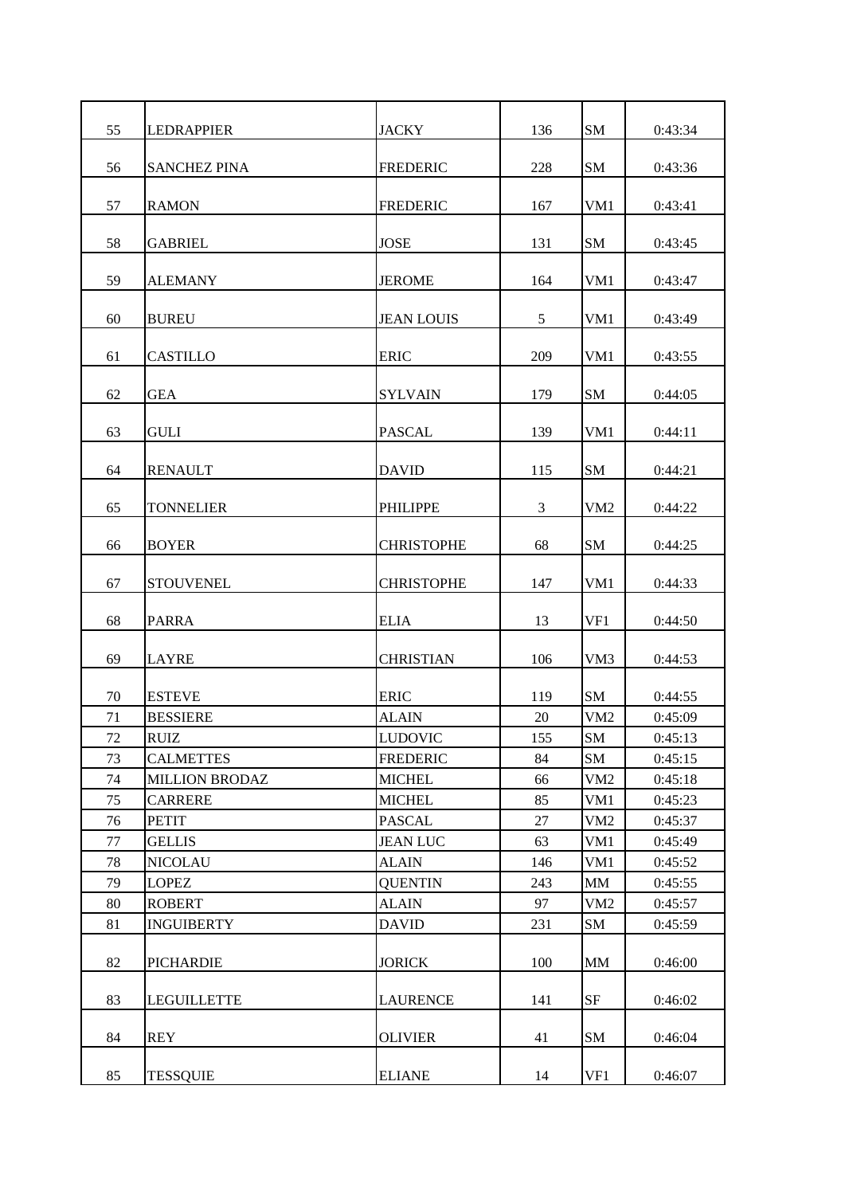| | | | | | |
|---|---|---|---|---|---|
| 55 | LEDRAPPIER | JACKY | 136 | SM | 0:43:34 |
| 56 | SANCHEZ PINA | FREDERIC | 228 | SM | 0:43:36 |
| 57 | RAMON | FREDERIC | 167 | VM1 | 0:43:41 |
| 58 | GABRIEL | JOSE | 131 | SM | 0:43:45 |
| 59 | ALEMANY | JEROME | 164 | VM1 | 0:43:47 |
| 60 | BUREU | JEAN LOUIS | 5 | VM1 | 0:43:49 |
| 61 | CASTILLO | ERIC | 209 | VM1 | 0:43:55 |
| 62 | GEA | SYLVAIN | 179 | SM | 0:44:05 |
| 63 | GULI | PASCAL | 139 | VM1 | 0:44:11 |
| 64 | RENAULT | DAVID | 115 | SM | 0:44:21 |
| 65 | TONNELIER | PHILIPPE | 3 | VM2 | 0:44:22 |
| 66 | BOYER | CHRISTOPHE | 68 | SM | 0:44:25 |
| 67 | STOUVENEL | CHRISTOPHE | 147 | VM1 | 0:44:33 |
| 68 | PARRA | ELIA | 13 | VF1 | 0:44:50 |
| 69 | LAYRE | CHRISTIAN | 106 | VM3 | 0:44:53 |
| 70 | ESTEVE | ERIC | 119 | SM | 0:44:55 |
| 71 | BESSIERE | ALAIN | 20 | VM2 | 0:45:09 |
| 72 | RUIZ | LUDOVIC | 155 | SM | 0:45:13 |
| 73 | CALMETTES | FREDERIC | 84 | SM | 0:45:15 |
| 74 | MILLION BRODAZ | MICHEL | 66 | VM2 | 0:45:18 |
| 75 | CARRERE | MICHEL | 85 | VM1 | 0:45:23 |
| 76 | PETIT | PASCAL | 27 | VM2 | 0:45:37 |
| 77 | GELLIS | JEAN LUC | 63 | VM1 | 0:45:49 |
| 78 | NICOLAU | ALAIN | 146 | VM1 | 0:45:52 |
| 79 | LOPEZ | QUENTIN | 243 | MM | 0:45:55 |
| 80 | ROBERT | ALAIN | 97 | VM2 | 0:45:57 |
| 81 | INGUIBERTY | DAVID | 231 | SM | 0:45:59 |
| 82 | PICHARDIE | JORICK | 100 | MM | 0:46:00 |
| 83 | LEGUILLETTE | LAURENCE | 141 | SF | 0:46:02 |
| 84 | REY | OLIVIER | 41 | SM | 0:46:04 |
| 85 | TESSQUIE | ELIANE | 14 | VF1 | 0:46:07 |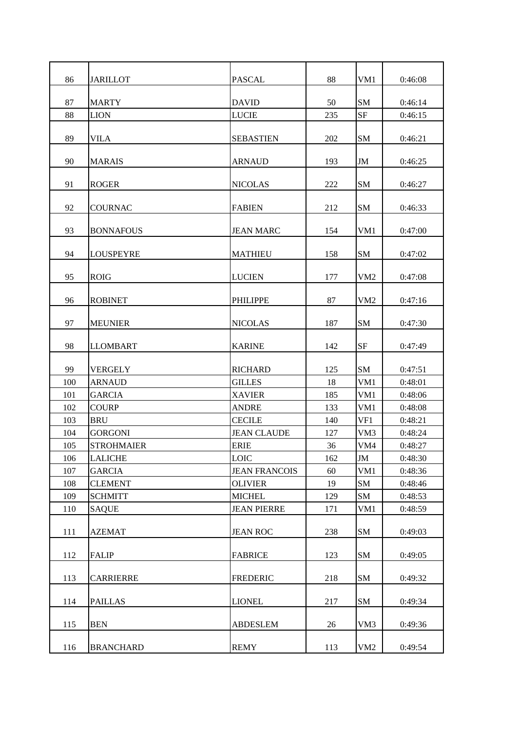| | | | | | |
|---|---|---|---|---|---|
| 86 | JARILLOT | PASCAL | 88 | VM1 | 0:46:08 |
| 87 | MARTY | DAVID | 50 | SM | 0:46:14 |
| 88 | LION | LUCIE | 235 | SF | 0:46:15 |
| 89 | VILA | SEBASTIEN | 202 | SM | 0:46:21 |
| 90 | MARAIS | ARNAUD | 193 | JM | 0:46:25 |
| 91 | ROGER | NICOLAS | 222 | SM | 0:46:27 |
| 92 | COURNAC | FABIEN | 212 | SM | 0:46:33 |
| 93 | BONNAFOUS | JEAN MARC | 154 | VM1 | 0:47:00 |
| 94 | LOUSPEYRE | MATHIEU | 158 | SM | 0:47:02 |
| 95 | ROIG | LUCIEN | 177 | VM2 | 0:47:08 |
| 96 | ROBINET | PHILIPPE | 87 | VM2 | 0:47:16 |
| 97 | MEUNIER | NICOLAS | 187 | SM | 0:47:30 |
| 98 | LLOMBART | KARINE | 142 | SF | 0:47:49 |
| 99 | VERGELY | RICHARD | 125 | SM | 0:47:51 |
| 100 | ARNAUD | GILLES | 18 | VM1 | 0:48:01 |
| 101 | GARCIA | XAVIER | 185 | VM1 | 0:48:06 |
| 102 | COURP | ANDRE | 133 | VM1 | 0:48:08 |
| 103 | BRU | CECILE | 140 | VF1 | 0:48:21 |
| 104 | GORGONI | JEAN CLAUDE | 127 | VM3 | 0:48:24 |
| 105 | STROHMAIER | ERIE | 36 | VM4 | 0:48:27 |
| 106 | LALICHE | LOIC | 162 | JM | 0:48:30 |
| 107 | GARCIA | JEAN FRANCOIS | 60 | VM1 | 0:48:36 |
| 108 | CLEMENT | OLIVIER | 19 | SM | 0:48:46 |
| 109 | SCHMITT | MICHEL | 129 | SM | 0:48:53 |
| 110 | SAQUE | JEAN PIERRE | 171 | VM1 | 0:48:59 |
| 111 | AZEMAT | JEAN ROC | 238 | SM | 0:49:03 |
| 112 | FALIP | FABRICE | 123 | SM | 0:49:05 |
| 113 | CARRIERRE | FREDERIC | 218 | SM | 0:49:32 |
| 114 | PAILLAS | LIONEL | 217 | SM | 0:49:34 |
| 115 | BEN | ABDESLEM | 26 | VM3 | 0:49:36 |
| 116 | BRANCHARD | REMY | 113 | VM2 | 0:49:54 |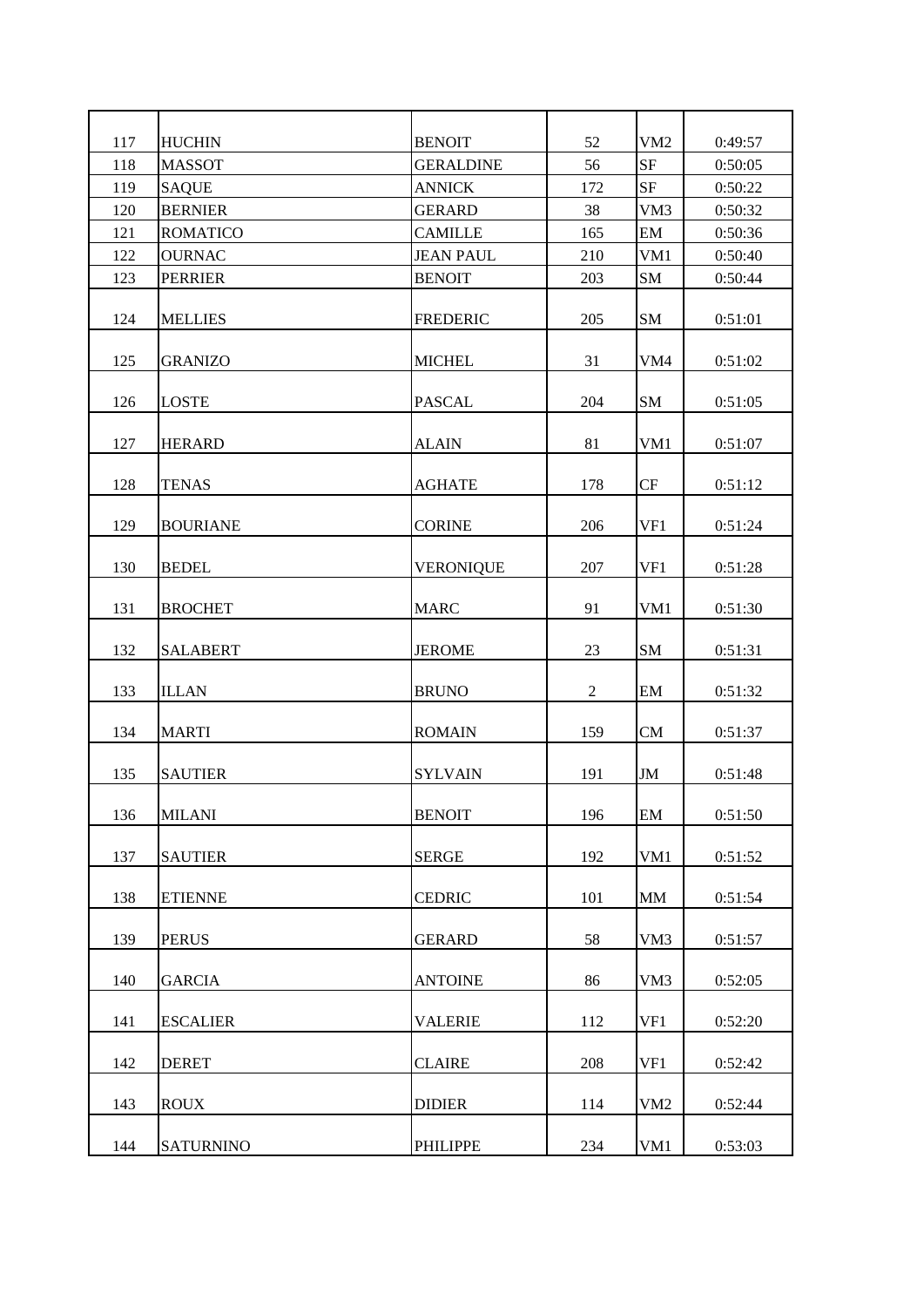| | | | | | |
|---|---|---|---|---|---|
| 117 | HUCHIN | BENOIT | 52 | VM2 | 0:49:57 |
| 118 | MASSOT | GERALDINE | 56 | SF | 0:50:05 |
| 119 | SAQUE | ANNICK | 172 | SF | 0:50:22 |
| 120 | BERNIER | GERARD | 38 | VM3 | 0:50:32 |
| 121 | ROMATICO | CAMILLE | 165 | EM | 0:50:36 |
| 122 | OURNAC | JEAN PAUL | 210 | VM1 | 0:50:40 |
| 123 | PERRIER | BENOIT | 203 | SM | 0:50:44 |
| 124 | MELLIES | FREDERIC | 205 | SM | 0:51:01 |
| 125 | GRANIZO | MICHEL | 31 | VM4 | 0:51:02 |
| 126 | LOSTE | PASCAL | 204 | SM | 0:51:05 |
| 127 | HERARD | ALAIN | 81 | VM1 | 0:51:07 |
| 128 | TENAS | AGHATE | 178 | CF | 0:51:12 |
| 129 | BOURIANE | CORINE | 206 | VF1 | 0:51:24 |
| 130 | BEDEL | VERONIQUE | 207 | VF1 | 0:51:28 |
| 131 | BROCHET | MARC | 91 | VM1 | 0:51:30 |
| 132 | SALABERT | JEROME | 23 | SM | 0:51:31 |
| 133 | ILLAN | BRUNO | 2 | EM | 0:51:32 |
| 134 | MARTI | ROMAIN | 159 | CM | 0:51:37 |
| 135 | SAUTIER | SYLVAIN | 191 | JM | 0:51:48 |
| 136 | MILANI | BENOIT | 196 | EM | 0:51:50 |
| 137 | SAUTIER | SERGE | 192 | VM1 | 0:51:52 |
| 138 | ETIENNE | CEDRIC | 101 | MM | 0:51:54 |
| 139 | PERUS | GERARD | 58 | VM3 | 0:51:57 |
| 140 | GARCIA | ANTOINE | 86 | VM3 | 0:52:05 |
| 141 | ESCALIER | VALERIE | 112 | VF1 | 0:52:20 |
| 142 | DERET | CLAIRE | 208 | VF1 | 0:52:42 |
| 143 | ROUX | DIDIER | 114 | VM2 | 0:52:44 |
| 144 | SATURNINO | PHILIPPE | 234 | VM1 | 0:53:03 |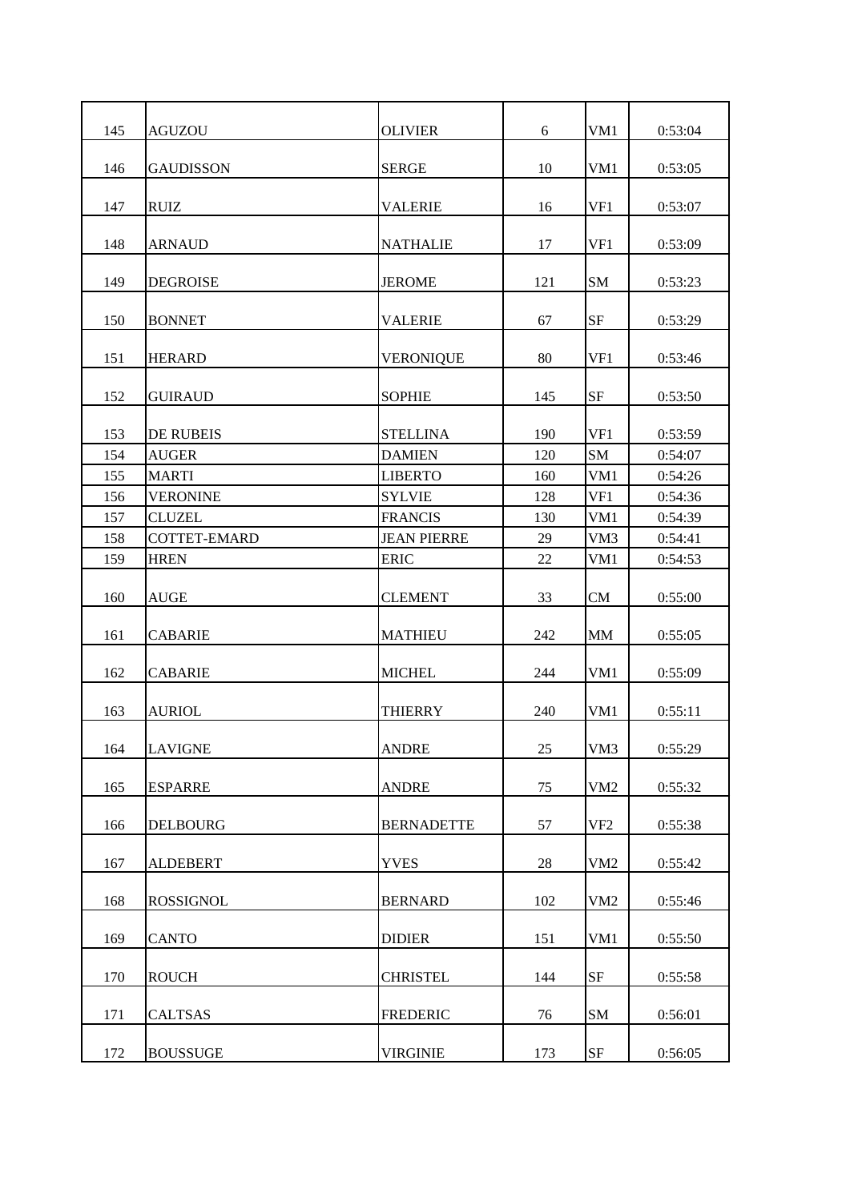| | | | | | |
|---|---|---|---|---|---|
| 145 | AGUZOU | OLIVIER | 6 | VM1 | 0:53:04 |
| 146 | GAUDISSON | SERGE | 10 | VM1 | 0:53:05 |
| 147 | RUIZ | VALERIE | 16 | VF1 | 0:53:07 |
| 148 | ARNAUD | NATHALIE | 17 | VF1 | 0:53:09 |
| 149 | DEGROISE | JEROME | 121 | SM | 0:53:23 |
| 150 | BONNET | VALERIE | 67 | SF | 0:53:29 |
| 151 | HERARD | VERONIQUE | 80 | VF1 | 0:53:46 |
| 152 | GUIRAUD | SOPHIE | 145 | SF | 0:53:50 |
| 153 | DE RUBEIS | STELLINA | 190 | VF1 | 0:53:59 |
| 154 | AUGER | DAMIEN | 120 | SM | 0:54:07 |
| 155 | MARTI | LIBERTO | 160 | VM1 | 0:54:26 |
| 156 | VERONINE | SYLVIE | 128 | VF1 | 0:54:36 |
| 157 | CLUZEL | FRANCIS | 130 | VM1 | 0:54:39 |
| 158 | COTTET-EMARD | JEAN PIERRE | 29 | VM3 | 0:54:41 |
| 159 | HREN | ERIC | 22 | VM1 | 0:54:53 |
| 160 | AUGE | CLEMENT | 33 | CM | 0:55:00 |
| 161 | CABARIE | MATHIEU | 242 | MM | 0:55:05 |
| 162 | CABARIE | MICHEL | 244 | VM1 | 0:55:09 |
| 163 | AURIOL | THIERRY | 240 | VM1 | 0:55:11 |
| 164 | LAVIGNE | ANDRE | 25 | VM3 | 0:55:29 |
| 165 | ESPARRE | ANDRE | 75 | VM2 | 0:55:32 |
| 166 | DELBOURG | BERNADETTE | 57 | VF2 | 0:55:38 |
| 167 | ALDEBERT | YVES | 28 | VM2 | 0:55:42 |
| 168 | ROSSIGNOL | BERNARD | 102 | VM2 | 0:55:46 |
| 169 | CANTO | DIDIER | 151 | VM1 | 0:55:50 |
| 170 | ROUCH | CHRISTEL | 144 | SF | 0:55:58 |
| 171 | CALTSAS | FREDERIC | 76 | SM | 0:56:01 |
| 172 | BOUSSUGE | VIRGINIE | 173 | SF | 0:56:05 |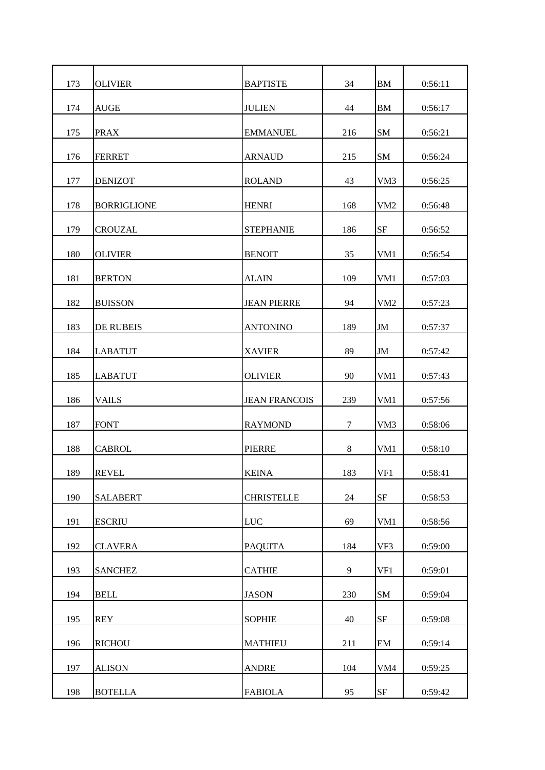| | | | | | |
|---|---|---|---|---|---|
| 173 | OLIVIER | BAPTISTE | 34 | BM | 0:56:11 |
| 174 | AUGE | JULIEN | 44 | BM | 0:56:17 |
| 175 | PRAX | EMMANUEL | 216 | SM | 0:56:21 |
| 176 | FERRET | ARNAUD | 215 | SM | 0:56:24 |
| 177 | DENIZOT | ROLAND | 43 | VM3 | 0:56:25 |
| 178 | BORRIGLIONE | HENRI | 168 | VM2 | 0:56:48 |
| 179 | CROUZAL | STEPHANIE | 186 | SF | 0:56:52 |
| 180 | OLIVIER | BENOIT | 35 | VM1 | 0:56:54 |
| 181 | BERTON | ALAIN | 109 | VM1 | 0:57:03 |
| 182 | BUISSON | JEAN PIERRE | 94 | VM2 | 0:57:23 |
| 183 | DE RUBEIS | ANTONINO | 189 | JM | 0:57:37 |
| 184 | LABATUT | XAVIER | 89 | JM | 0:57:42 |
| 185 | LABATUT | OLIVIER | 90 | VM1 | 0:57:43 |
| 186 | VAILS | JEAN FRANCOIS | 239 | VM1 | 0:57:56 |
| 187 | FONT | RAYMOND | 7 | VM3 | 0:58:06 |
| 188 | CABROL | PIERRE | 8 | VM1 | 0:58:10 |
| 189 | REVEL | KEINA | 183 | VF1 | 0:58:41 |
| 190 | SALABERT | CHRISTELLE | 24 | SF | 0:58:53 |
| 191 | ESCRIU | LUC | 69 | VM1 | 0:58:56 |
| 192 | CLAVERA | PAQUITA | 184 | VF3 | 0:59:00 |
| 193 | SANCHEZ | CATHIE | 9 | VF1 | 0:59:01 |
| 194 | BELL | JASON | 230 | SM | 0:59:04 |
| 195 | REY | SOPHIE | 40 | SF | 0:59:08 |
| 196 | RICHOU | MATHIEU | 211 | EM | 0:59:14 |
| 197 | ALISON | ANDRE | 104 | VM4 | 0:59:25 |
| 198 | BOTELLA | FABIOLA | 95 | SF | 0:59:42 |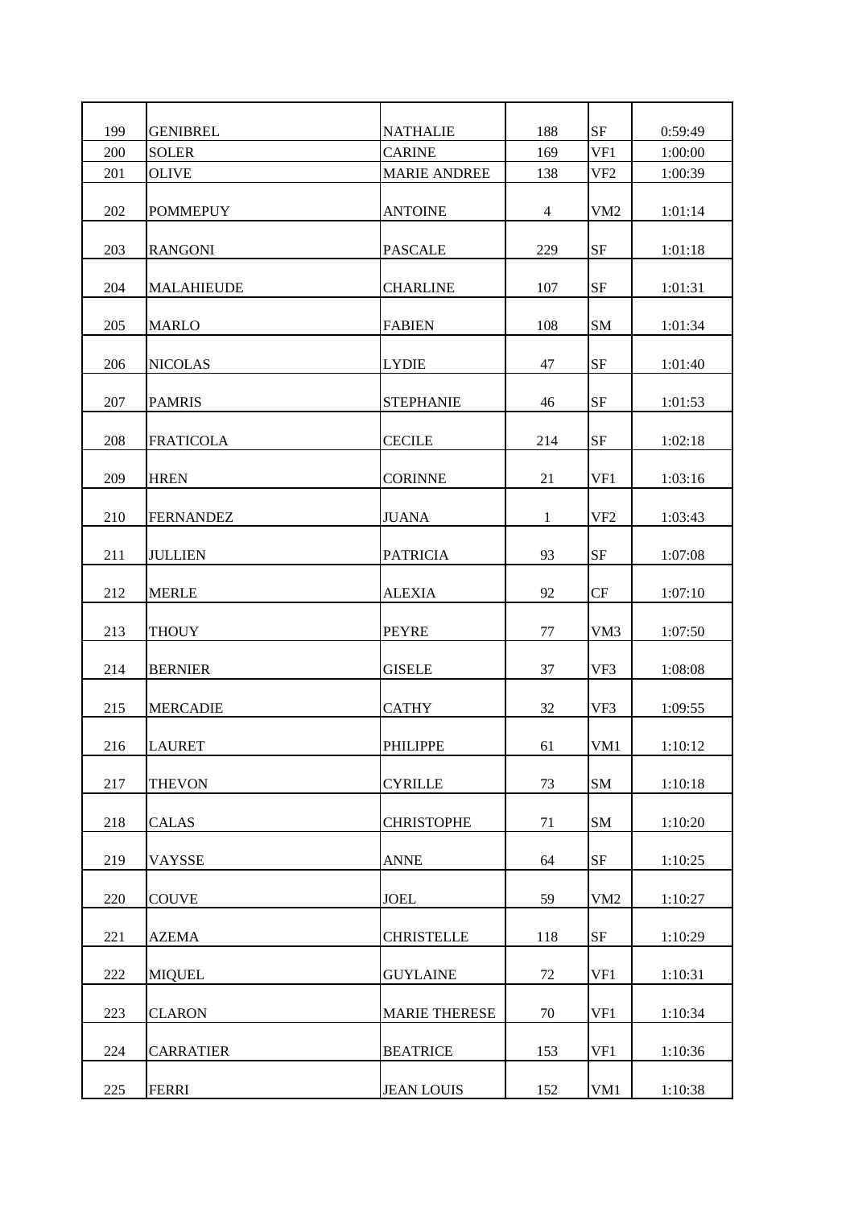| 199 | GENIBREL | NATHALIE | 188 | SF | 0:59:49 |
|---|---|---|---|---|---|
| 200 | SOLER | CARINE | 169 | VF1 | 1:00:00 |
| 201 | OLIVE | MARIE ANDREE | 138 | VF2 | 1:00:39 |
| 202 | POMMEPUY | ANTOINE | 4 | VM2 | 1:01:14 |
| 203 | RANGONI | PASCALE | 229 | SF | 1:01:18 |
| 204 | MALAHIEUDE | CHARLINE | 107 | SF | 1:01:31 |
| 205 | MARLO | FABIEN | 108 | SM | 1:01:34 |
| 206 | NICOLAS | LYDIE | 47 | SF | 1:01:40 |
| 207 | PAMRIS | STEPHANIE | 46 | SF | 1:01:53 |
| 208 | FRATICOLA | CECILE | 214 | SF | 1:02:18 |
| 209 | HREN | CORINNE | 21 | VF1 | 1:03:16 |
| 210 | FERNANDEZ | JUANA | 1 | VF2 | 1:03:43 |
| 211 | JULLIEN | PATRICIA | 93 | SF | 1:07:08 |
| 212 | MERLE | ALEXIA | 92 | CF | 1:07:10 |
| 213 | THOUY | PEYRE | 77 | VM3 | 1:07:50 |
| 214 | BERNIER | GISELE | 37 | VF3 | 1:08:08 |
| 215 | MERCADIE | CATHY | 32 | VF3 | 1:09:55 |
| 216 | LAURET | PHILIPPE | 61 | VM1 | 1:10:12 |
| 217 | THEVON | CYRILLE | 73 | SM | 1:10:18 |
| 218 | CALAS | CHRISTOPHE | 71 | SM | 1:10:20 |
| 219 | VAYSSE | ANNE | 64 | SF | 1:10:25 |
| 220 | COUVE | JOEL | 59 | VM2 | 1:10:27 |
| 221 | AZEMA | CHRISTELLE | 118 | SF | 1:10:29 |
| 222 | MIQUEL | GUYLAINE | 72 | VF1 | 1:10:31 |
| 223 | CLARON | MARIE THERESE | 70 | VF1 | 1:10:34 |
| 224 | CARRATIER | BEATRICE | 153 | VF1 | 1:10:36 |
| 225 | FERRI | JEAN LOUIS | 152 | VM1 | 1:10:38 |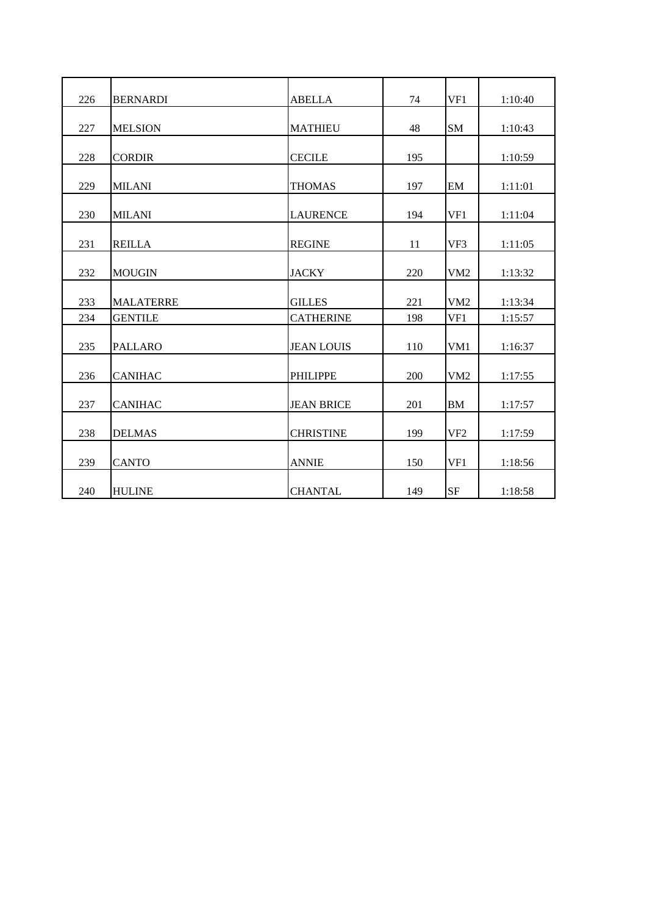| | | | | | |
|---|---|---|---|---|---|
| 226 | BERNARDI | ABELLA | 74 | VF1 | 1:10:40 |
| 227 | MELSION | MATHIEU | 48 | SM | 1:10:43 |
| 228 | CORDIR | CECILE | 195 | | 1:10:59 |
| 229 | MILANI | THOMAS | 197 | EM | 1:11:01 |
| 230 | MILANI | LAURENCE | 194 | VF1 | 1:11:04 |
| 231 | REILLA | REGINE | 11 | VF3 | 1:11:05 |
| 232 | MOUGIN | JACKY | 220 | VM2 | 1:13:32 |
| 233 | MALATERRE | GILLES | 221 | VM2 | 1:13:34 |
| 234 | GENTILE | CATHERINE | 198 | VF1 | 1:15:57 |
| 235 | PALLARO | JEAN LOUIS | 110 | VM1 | 1:16:37 |
| 236 | CANIHAC | PHILIPPE | 200 | VM2 | 1:17:55 |
| 237 | CANIHAC | JEAN BRICE | 201 | BM | 1:17:57 |
| 238 | DELMAS | CHRISTINE | 199 | VF2 | 1:17:59 |
| 239 | CANTO | ANNIE | 150 | VF1 | 1:18:56 |
| 240 | HULINE | CHANTAL | 149 | SF | 1:18:58 |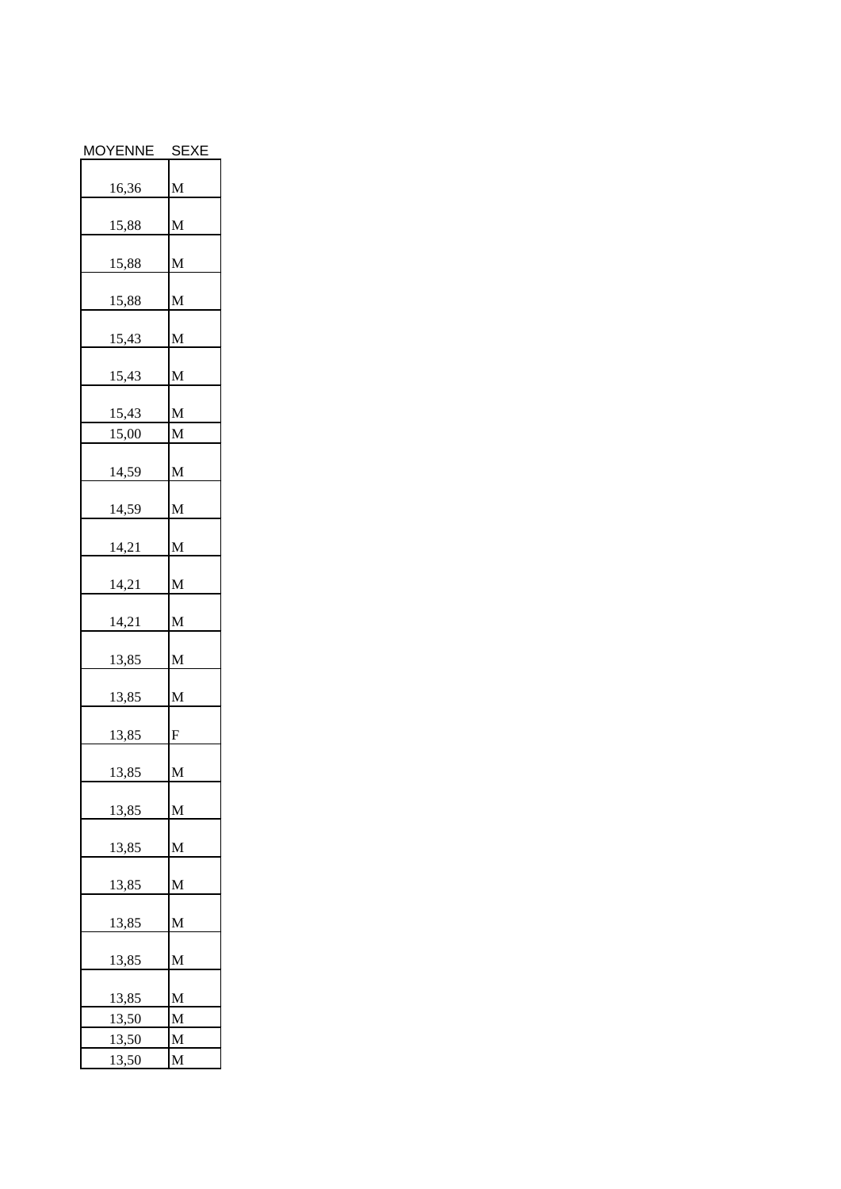| MOYENNE | SEXE |
|---|---|
| 16,36 | M |
| 15,88 | M |
| 15,88 | M |
| 15,88 | M |
| 15,43 | M |
| 15,43 | M |
| 15,43 | M |
| 15,00 | M |
| 14,59 | M |
| 14,59 | M |
| 14,21 | M |
| 14,21 | M |
| 14,21 | M |
| 13,85 | M |
| 13,85 | M |
| 13,85 | F |
| 13,85 | M |
| 13,85 | M |
| 13,85 | M |
| 13,85 | M |
| 13,85 | M |
| 13,85 | M |
| 13,85 | M |
| 13,50 | M |
| 13,50 | M |
| 13,50 | M |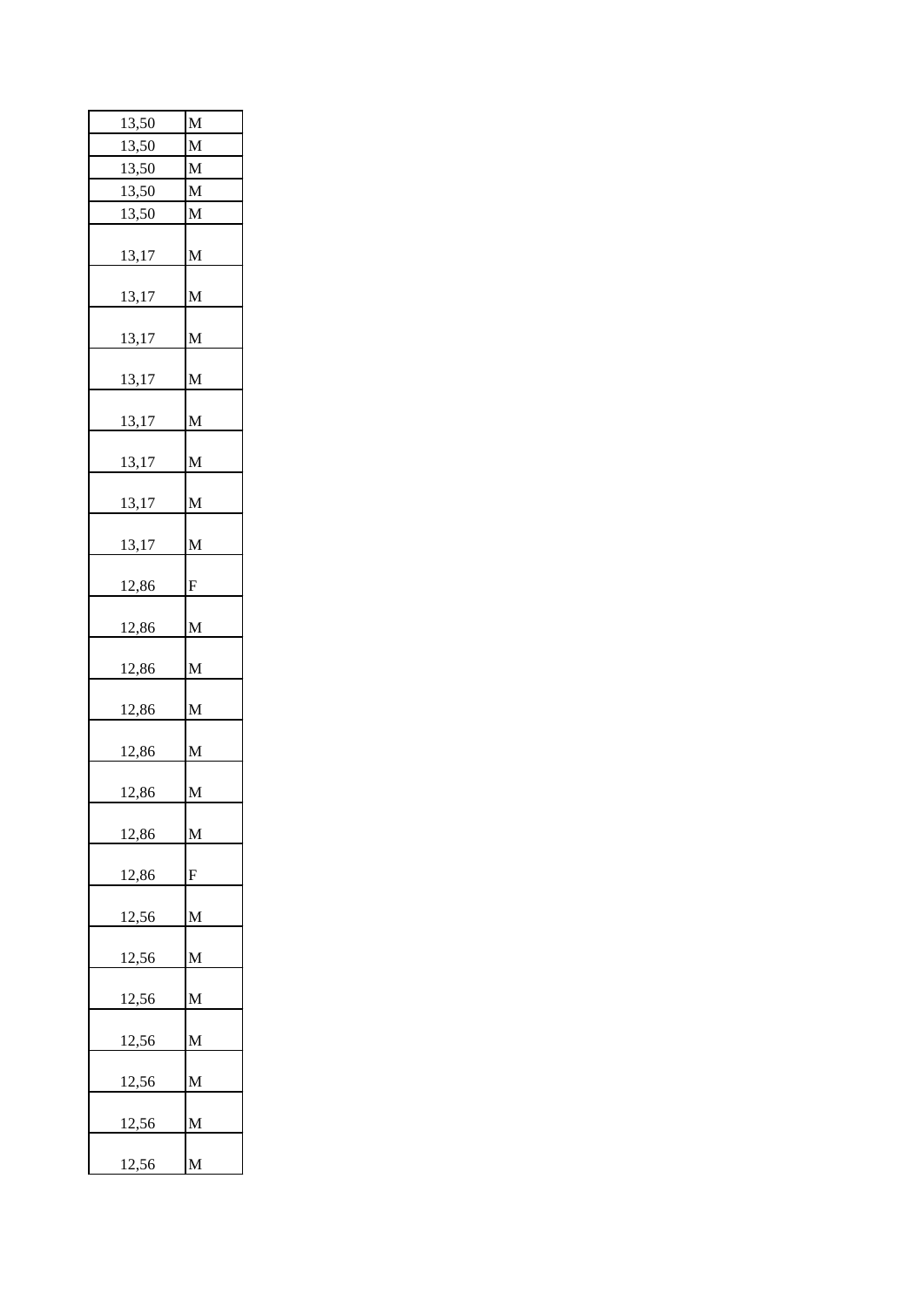| | |
|---|---|
| 13,50 | M |
| 13,50 | M |
| 13,50 | M |
| 13,50 | M |
| 13,50 | M |
| 13,17 | M |
| 13,17 | M |
| 13,17 | M |
| 13,17 | M |
| 13,17 | M |
| 13,17 | M |
| 13,17 | M |
| 13,17 | M |
| 12,86 | F |
| 12,86 | M |
| 12,86 | M |
| 12,86 | M |
| 12,86 | M |
| 12,86 | M |
| 12,86 | M |
| 12,86 | F |
| 12,56 | M |
| 12,56 | M |
| 12,56 | M |
| 12,56 | M |
| 12,56 | M |
| 12,56 | M |
| 12,56 | M |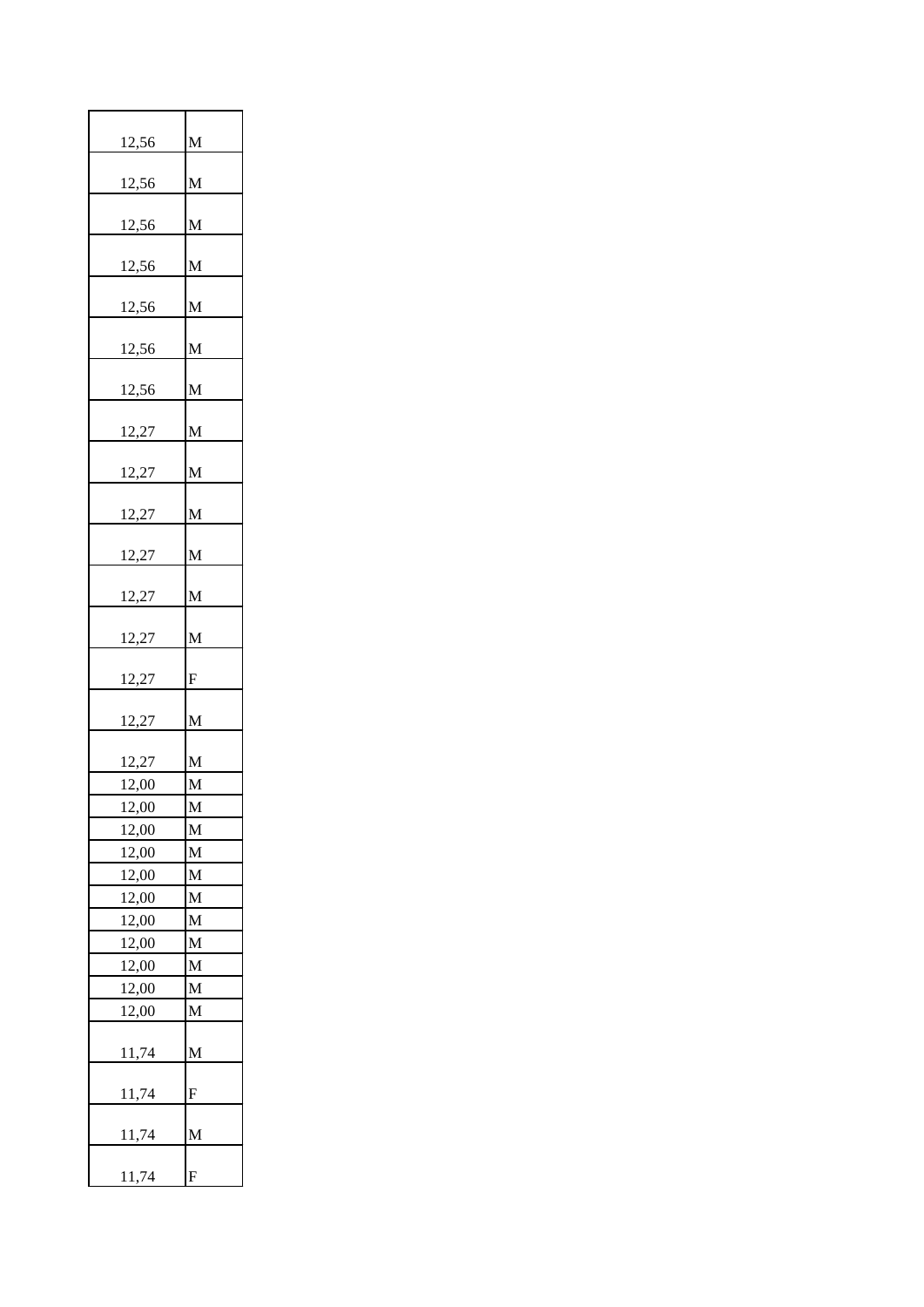| | |
|---|---|
| 12,56 | M |
| 12,56 | M |
| 12,56 | M |
| 12,56 | M |
| 12,56 | M |
| 12,56 | M |
| 12,56 | M |
| 12,27 | M |
| 12,27 | M |
| 12,27 | M |
| 12,27 | M |
| 12,27 | M |
| 12,27 | M |
| 12,27 | F |
| 12,27 | M |
| 12,27 | M |
| 12,00 | M |
| 12,00 | M |
| 12,00 | M |
| 12,00 | M |
| 12,00 | M |
| 12,00 | M |
| 12,00 | M |
| 12,00 | M |
| 12,00 | M |
| 12,00 | M |
| 12,00 | M |
| 11,74 | M |
| 11,74 | F |
| 11,74 | M |
| 11,74 | F |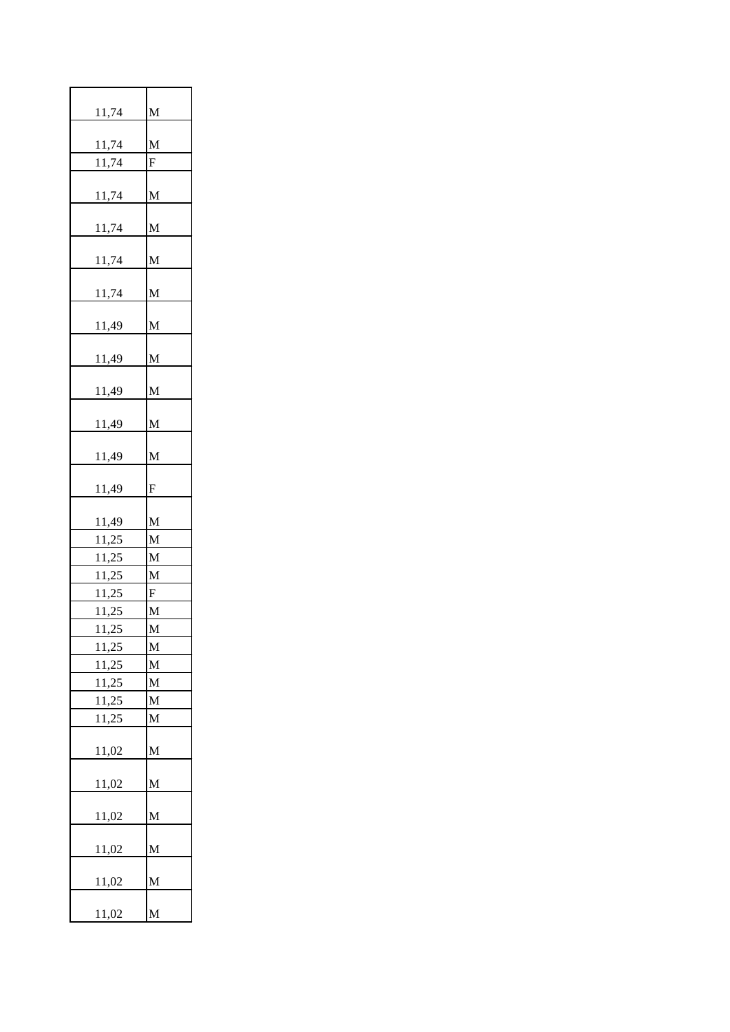| | |
|---|---|
| 11,74 | M |
| 11,74 | M |
| 11,74 | F |
| 11,74 | M |
| 11,74 | M |
| 11,74 | M |
| 11,74 | M |
| 11,49 | M |
| 11,49 | M |
| 11,49 | M |
| 11,49 | M |
| 11,49 | M |
| 11,49 | F |
| 11,49 | M |
| 11,25 | M |
| 11,25 | M |
| 11,25 | M |
| 11,25 | F |
| 11,25 | M |
| 11,25 | M |
| 11,25 | M |
| 11,25 | M |
| 11,25 | M |
| 11,25 | M |
| 11,25 | M |
| 11,02 | M |
| 11,02 | M |
| 11,02 | M |
| 11,02 | M |
| 11,02 | M |
| 11,02 | M |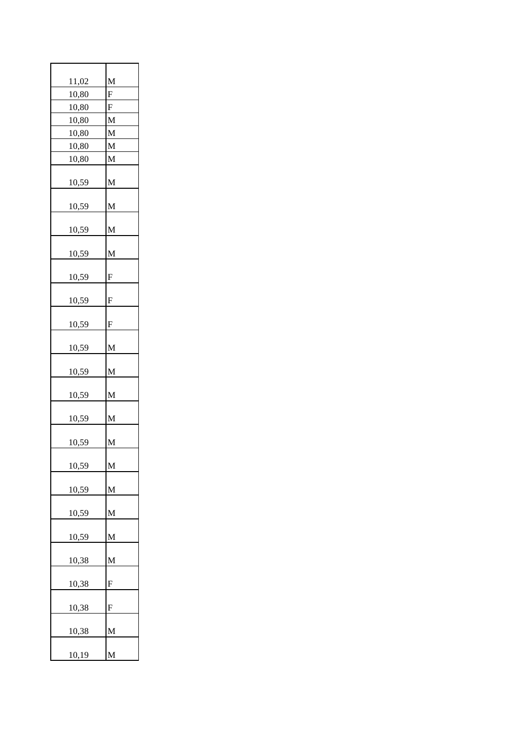| | |
|---|---|
| 11,02 | M |
| 10,80 | F |
| 10,80 | F |
| 10,80 | M |
| 10,80 | M |
| 10,80 | M |
| 10,80 | M |
| 10,59 | M |
| 10,59 | M |
| 10,59 | M |
| 10,59 | M |
| 10,59 | F |
| 10,59 | F |
| 10,59 | F |
| 10,59 | M |
| 10,59 | M |
| 10,59 | M |
| 10,59 | M |
| 10,59 | M |
| 10,59 | M |
| 10,59 | M |
| 10,59 | M |
| 10,59 | M |
| 10,38 | M |
| 10,38 | F |
| 10,38 | F |
| 10,38 | M |
| 10,19 | M |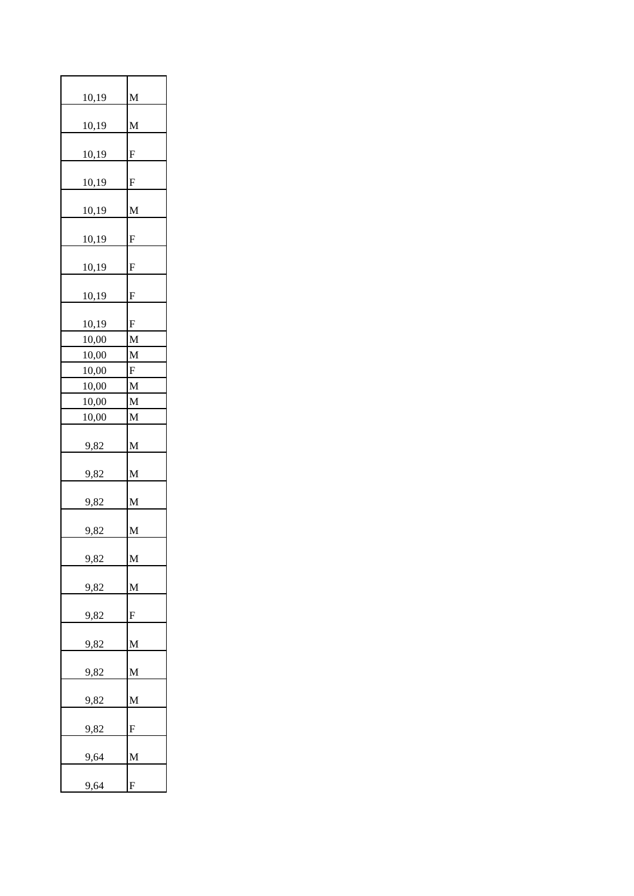| | |
|---|---|
| 10,19 | M |
| 10,19 | M |
| 10,19 | F |
| 10,19 | F |
| 10,19 | M |
| 10,19 | F |
| 10,19 | F |
| 10,19 | F |
| 10,19 | F |
| 10,00 | M |
| 10,00 | M |
| 10,00 | F |
| 10,00 | M |
| 10,00 | M |
| 10,00 | M |
| 9,82 | M |
| 9,82 | M |
| 9,82 | M |
| 9,82 | M |
| 9,82 | M |
| 9,82 | M |
| 9,82 | F |
| 9,82 | M |
| 9,82 | M |
| 9,82 | M |
| 9,82 | F |
| 9,64 | M |
| 9,64 | F |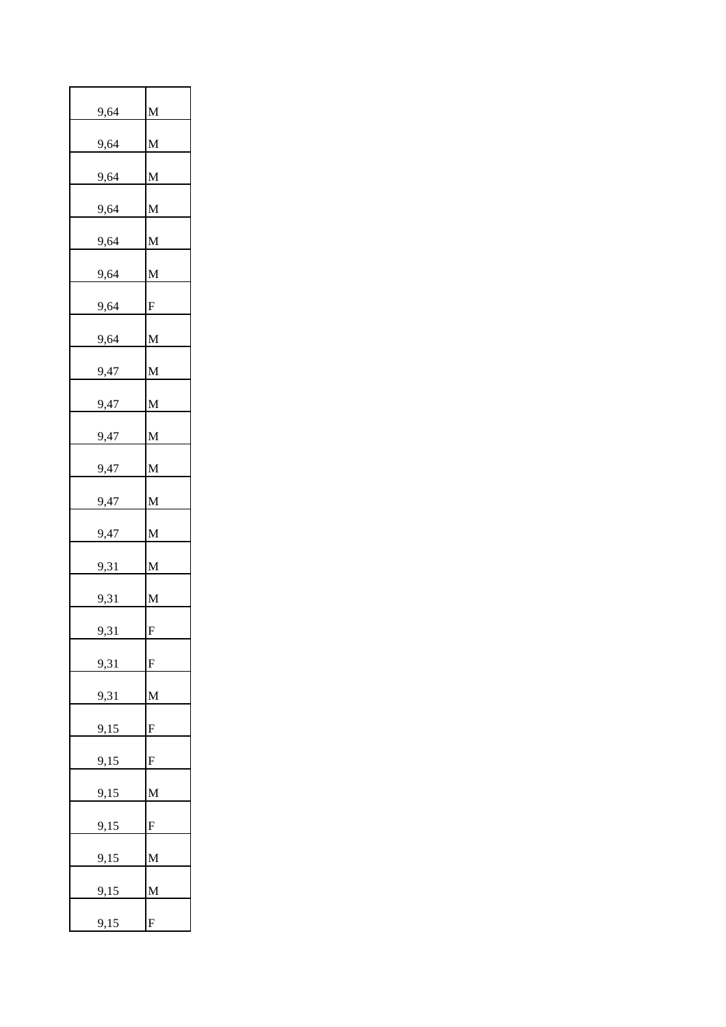| | |
|---|---|
| 9,64 | M |
| 9,64 | M |
| 9,64 | M |
| 9,64 | M |
| 9,64 | M |
| 9,64 | M |
| 9,64 | F |
| 9,64 | M |
| 9,47 | M |
| 9,47 | M |
| 9,47 | M |
| 9,47 | M |
| 9,47 | M |
| 9,47 | M |
| 9,31 | M |
| 9,31 | M |
| 9,31 | F |
| 9,31 | F |
| 9,31 | M |
| 9,15 | F |
| 9,15 | F |
| 9,15 | M |
| 9,15 | F |
| 9,15 | M |
| 9,15 | M |
| 9,15 | F |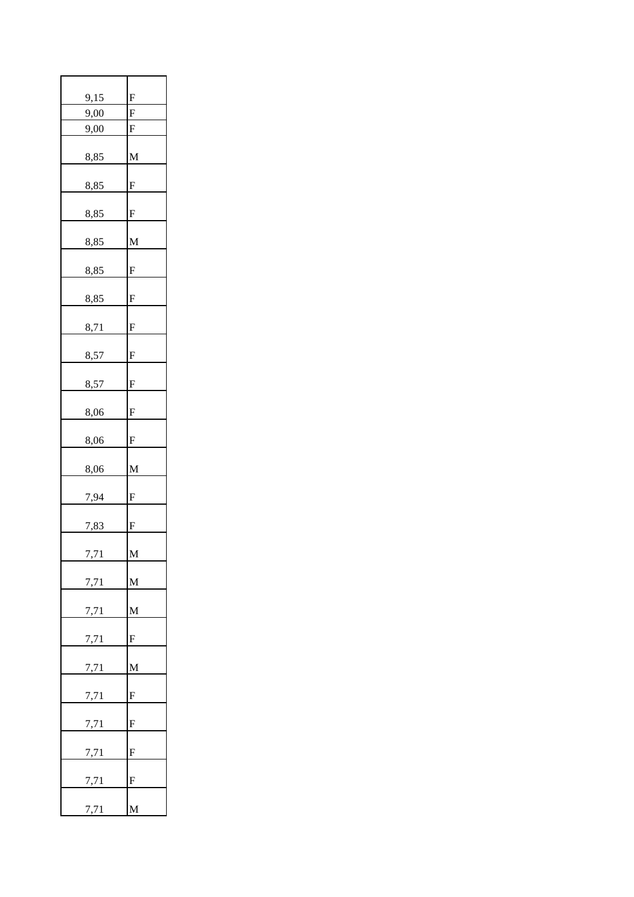| | |
|---|---|
| 9,15 | F |
| 9,00 | F |
| 9,00 | F |
| 8,85 | M |
| 8,85 | F |
| 8,85 | F |
| 8,85 | M |
| 8,85 | F |
| 8,85 | F |
| 8,71 | F |
| 8,57 | F |
| 8,57 | F |
| 8,06 | F |
| 8,06 | F |
| 8,06 | M |
| 7,94 | F |
| 7,83 | F |
| 7,71 | M |
| 7,71 | M |
| 7,71 | M |
| 7,71 | F |
| 7,71 | M |
| 7,71 | F |
| 7,71 | F |
| 7,71 | F |
| 7,71 | F |
| 7,71 | M |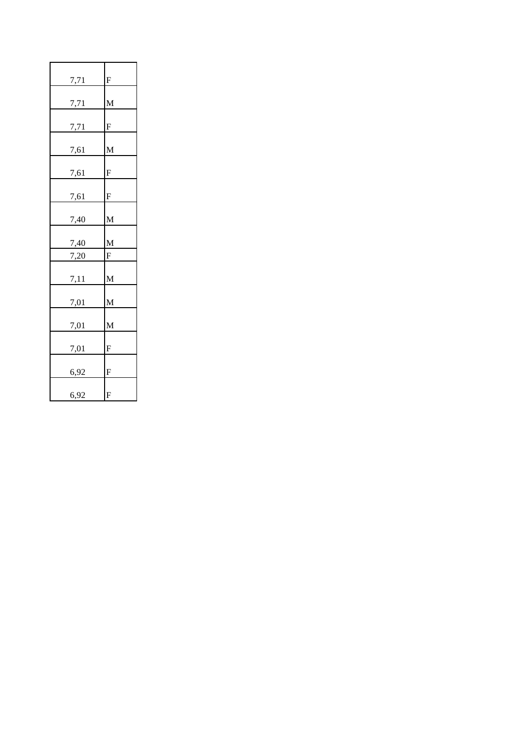| | |
|---|---|
| 7,71 | F |
| 7,71 | M |
| 7,71 | F |
| 7,61 | M |
| 7,61 | F |
| 7,61 | F |
| 7,40 | M |
| 7,40 | M |
| 7,20 | F |
| 7,11 | M |
| 7,01 | M |
| 7,01 | M |
| 7,01 | F |
| 6,92 | F |
| 6,92 | F |